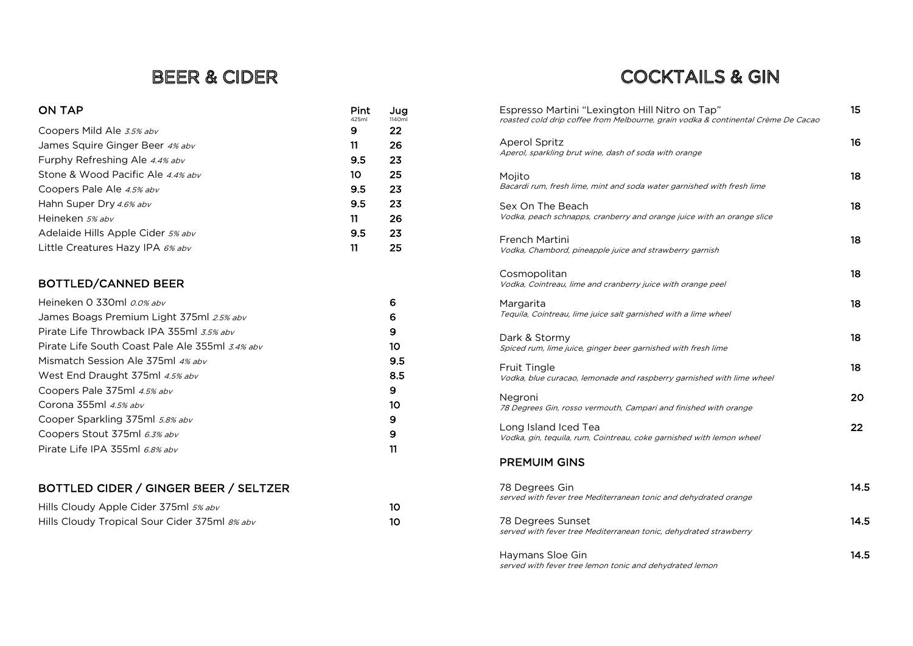# BEER & CIDER

## ON TAP

| | Pint 425ml | Jug 1140ml |
|---|---|---|
| Coopers Mild Ale *3.5% abv* | 9 | 22 |
| James Squire Ginger Beer *4% abv* | 11 | 26 |
| Furphy Refreshing Ale *4.4% abv* | 9.5 | 23 |
| Stone & Wood Pacific Ale *4.4% abv* | 10 | 25 |
| Coopers Pale Ale *4.5% abv* | 9.5 | 23 |
| Hahn Super Dry *4.6% abv* | 9.5 | 23 |
| Heineken *5% abv* | 11 | 26 |
| Adelaide Hills Apple Cider *5% abv* | 9.5 | 23 |
| Little Creatures Hazy IPA *6% abv* | 11 | 25 |

## BOTTLED/CANNED BEER

| | |
|---|---|
| Heineken 0 330ml *0.0% abv* | 6 |
| James Boags Premium Light 375ml *2.5% abv* | 6 |
| Pirate Life Throwback IPA 355ml *3.5% abv* | 9 |
| Pirate Life South Coast Pale Ale 355ml *3.4% abv* | 10 |
| Mismatch Session Ale 375ml *4% abv* | 9.5 |
| West End Draught 375ml *4.5% abv* | 8.5 |
| Coopers Pale 375ml *4.5% abv* | 9 |
| Corona 355ml *4.5% abv* | 10 |
| Cooper Sparkling 375ml *5.8% abv* | 9 |
| Coopers Stout 375ml *6.3% abv* | 9 |
| Pirate Life IPA 355ml *6.8% abv* | 11 |

## BOTTLED CIDER / GINGER BEER / SELTZER

| | |
|---|---|
| Hills Cloudy Apple Cider 375ml *5% abv* | 10 |
| Hills Cloudy Tropical Sour Cider 375ml *8% abv* | 10 |

# COCKTAILS & GIN

Espresso Martini "Lexington Hill Nitro on Tap" — 15
*roasted cold drip coffee from Melbourne, grain vodka & continental Crème De Cacao*

Aperol Spritz — 16
*Aperol, sparkling brut wine, dash of soda with orange*

Mojito — 18
*Bacardi rum, fresh lime, mint and soda water garnished with fresh lime*

Sex On The Beach — 18
*Vodka, peach schnapps, cranberry and orange juice with an orange slice*

French Martini — 18
*Vodka, Chambord, pineapple juice and strawberry garnish*

Cosmopolitan — 18
*Vodka, Cointreau, lime and cranberry juice with orange peel*

Margarita — 18
*Tequila, Cointreau, lime juice salt garnished with a lime wheel*

Dark & Stormy — 18
*Spiced rum, lime juice, ginger beer garnished with fresh lime*

Fruit Tingle — 18
*Vodka, blue curacao, lemonade and raspberry garnished with lime wheel*

Negroni — 20
*78 Degrees Gin, rosso vermouth, Campari and finished with orange*

Long Island Iced Tea — 22
*Vodka, gin, tequila, rum, Cointreau, coke garnished with lemon wheel*

## PREMUIM GINS

78 Degrees Gin — 14.5
*served with fever tree Mediterranean tonic and dehydrated orange*

78 Degrees Sunset — 14.5
*served with fever tree Mediterranean tonic, dehydrated strawberry*

Haymans Sloe Gin — 14.5
*served with fever tree lemon tonic and dehydrated lemon*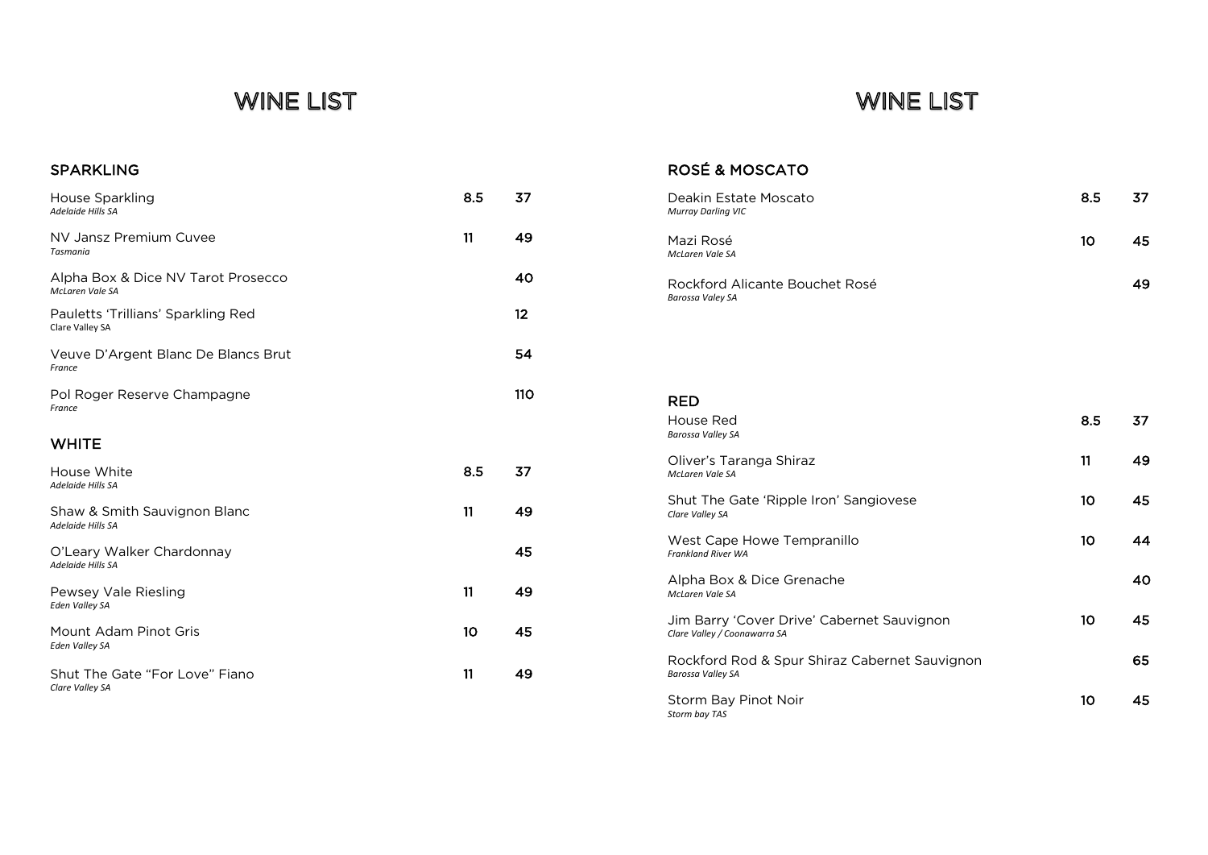# WINE LIST

## SPARKLING

| | | |
|---|---|---|
| House Sparkling<br>*Adelaide Hills SA* | 8.5 | 37 |
| NV Jansz Premium Cuvee<br>*Tasmania* | 11 | 49 |
| Alpha Box & Dice NV Tarot Prosecco<br>*McLaren Vale SA* | | 40 |
| Pauletts 'Trillians' Sparkling Red<br>Clare Valley SA | | 12 |
| Veuve D'Argent Blanc De Blancs Brut<br>*France* | | 54 |
| Pol Roger Reserve Champagne<br>*France* | | 110 |

## WHITE

| | | |
|---|---|---|
| House White<br>*Adelaide Hills SA* | 8.5 | 37 |
| Shaw & Smith Sauvignon Blanc<br>*Adelaide Hills SA* | 11 | 49 |
| O'Leary Walker Chardonnay<br>*Adelaide Hills SA* | | 45 |
| Pewsey Vale Riesling<br>*Eden Valley SA* | 11 | 49 |
| Mount Adam Pinot Gris<br>*Eden Valley SA* | 10 | 45 |
| Shut The Gate "For Love" Fiano<br>*Clare Valley SA* | 11 | 49 |

# WINE LIST

## ROSÉ & MOSCATO

| | | |
|---|---|---|
| Deakin Estate Moscato<br>*Murray Darling VIC* | 8.5 | 37 |
| Mazi Rosé<br>*McLaren Vale SA* | 10 | 45 |
| Rockford Alicante Bouchet Rosé<br>*Barossa Valey SA* | | 49 |

## RED

| | | |
|---|---|---|
| House Red<br>*Barossa Valley SA* | 8.5 | 37 |
| Oliver's Taranga Shiraz<br>*McLaren Vale SA* | 11 | 49 |
| Shut The Gate 'Ripple Iron' Sangiovese<br>*Clare Valley SA* | 10 | 45 |
| West Cape Howe Tempranillo<br>*Frankland River WA* | 10 | 44 |
| Alpha Box & Dice Grenache<br>*McLaren Vale SA* | | 40 |
| Jim Barry 'Cover Drive' Cabernet Sauvignon<br>*Clare Valley / Coonawarra SA* | 10 | 45 |
| Rockford Rod & Spur Shiraz Cabernet Sauvignon<br>*Barossa Valley SA* | | 65 |
| Storm Bay Pinot Noir<br>*Storm bay TAS* | 10 | 45 |